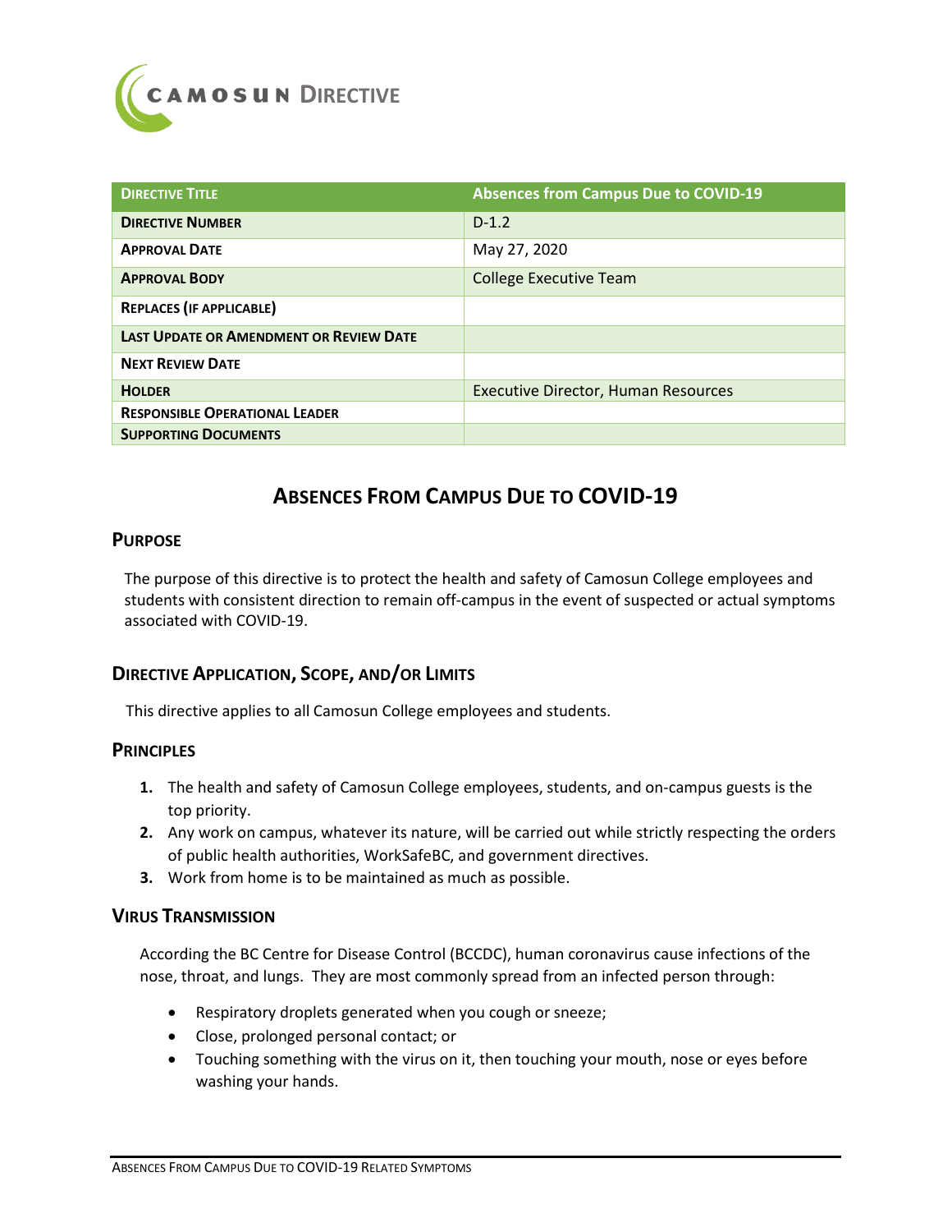# CAMOSUN DIRECTIVE

| DIRECTIVE TITLE | Absences from Campus Due to COVID-19 |
|---|---|
| DIRECTIVE NUMBER | D-1.2 |
| APPROVAL DATE | May 27, 2020 |
| APPROVAL BODY | College Executive Team |
| REPLACES (IF APPLICABLE) | |
| LAST UPDATE OR AMENDMENT OR REVIEW DATE | |
| NEXT REVIEW DATE | |
| HOLDER | Executive Director, Human Resources |
| RESPONSIBLE OPERATIONAL LEADER | |
| SUPPORTING DOCUMENTS | |

## ABSENCES FROM CAMPUS DUE TO COVID-19

### PURPOSE

The purpose of this directive is to protect the health and safety of Camosun College employees and students with consistent direction to remain off-campus in the event of suspected or actual symptoms associated with COVID-19.

### DIRECTIVE APPLICATION, SCOPE, AND/OR LIMITS

This directive applies to all Camosun College employees and students.

### PRINCIPLES

1. The health and safety of Camosun College employees, students, and on-campus guests is the top priority.
2. Any work on campus, whatever its nature, will be carried out while strictly respecting the orders of public health authorities, WorkSafeBC, and government directives.
3. Work from home is to be maintained as much as possible.

### VIRUS TRANSMISSION

According the BC Centre for Disease Control (BCCDC), human coronavirus cause infections of the nose, throat, and lungs. They are most commonly spread from an infected person through:

- Respiratory droplets generated when you cough or sneeze;
- Close, prolonged personal contact; or
- Touching something with the virus on it, then touching your mouth, nose or eyes before washing your hands.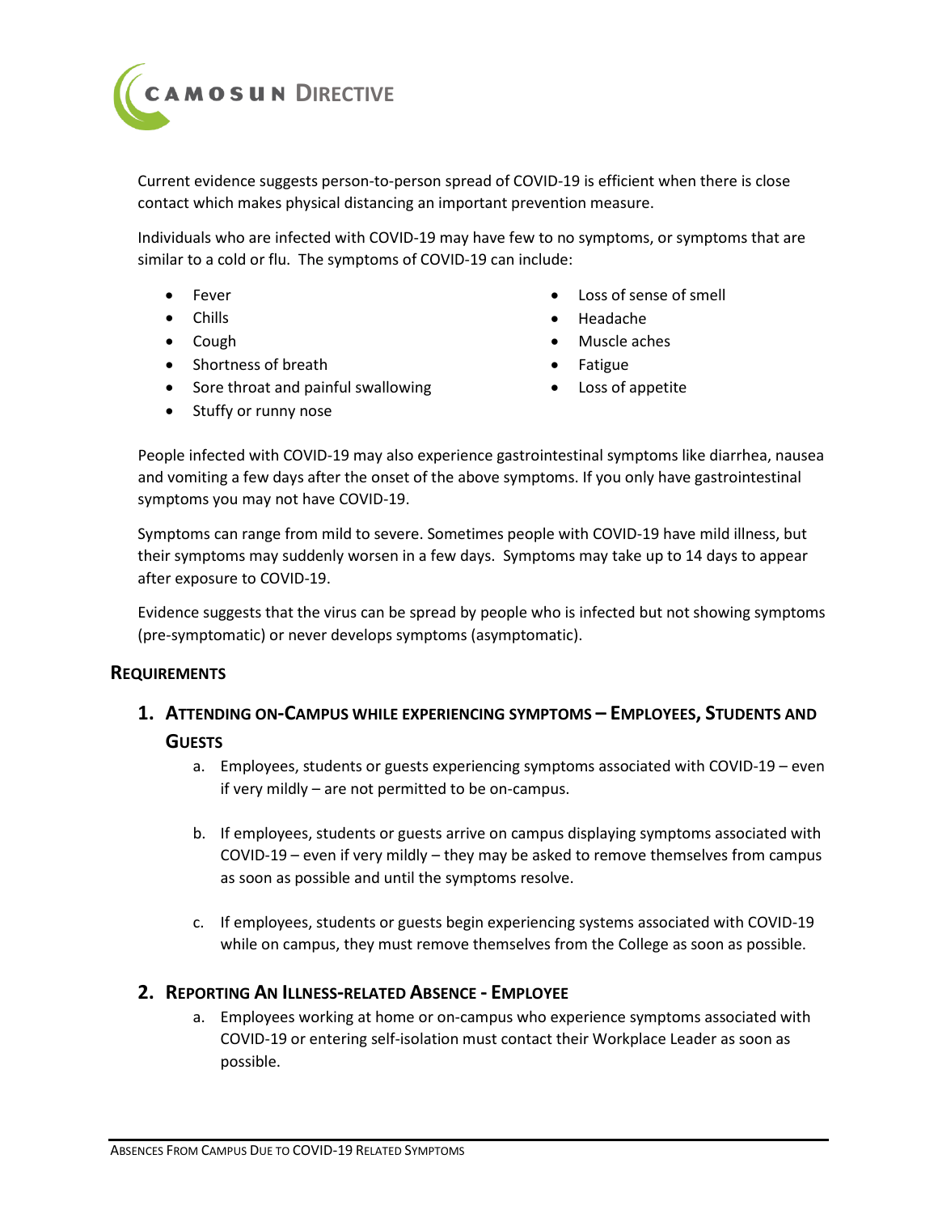Current evidence suggests person-to-person spread of COVID-19 is efficient when there is close contact which makes physical distancing an important prevention measure.

Individuals who are infected with COVID-19 may have few to no symptoms, or symptoms that are similar to a cold or flu. The symptoms of COVID-19 can include:

- Fever
- Chills
- Cough
- Shortness of breath
- Sore throat and painful swallowing
- Stuffy or runny nose
- Loss of sense of smell
- Headache
- Muscle aches
- Fatigue
- Loss of appetite

People infected with COVID-19 may also experience gastrointestinal symptoms like diarrhea, nausea and vomiting a few days after the onset of the above symptoms. If you only have gastrointestinal symptoms you may not have COVID-19.

Symptoms can range from mild to severe. Sometimes people with COVID-19 have mild illness, but their symptoms may suddenly worsen in a few days. Symptoms may take up to 14 days to appear after exposure to COVID-19.

Evidence suggests that the virus can be spread by people who is infected but not showing symptoms (pre-symptomatic) or never develops symptoms (asymptomatic).

## Requirements

### 1. Attending on-Campus while experiencing symptoms – Employees, Students and Guests

a. Employees, students or guests experiencing symptoms associated with COVID-19 – even if very mildly – are not permitted to be on-campus.

b. If employees, students or guests arrive on campus displaying symptoms associated with COVID-19 – even if very mildly – they may be asked to remove themselves from campus as soon as possible and until the symptoms resolve.

c. If employees, students or guests begin experiencing systems associated with COVID-19 while on campus, they must remove themselves from the College as soon as possible.

### 2. Reporting An Illness-related Absence - Employee

a. Employees working at home or on-campus who experience symptoms associated with COVID-19 or entering self-isolation must contact their Workplace Leader as soon as possible.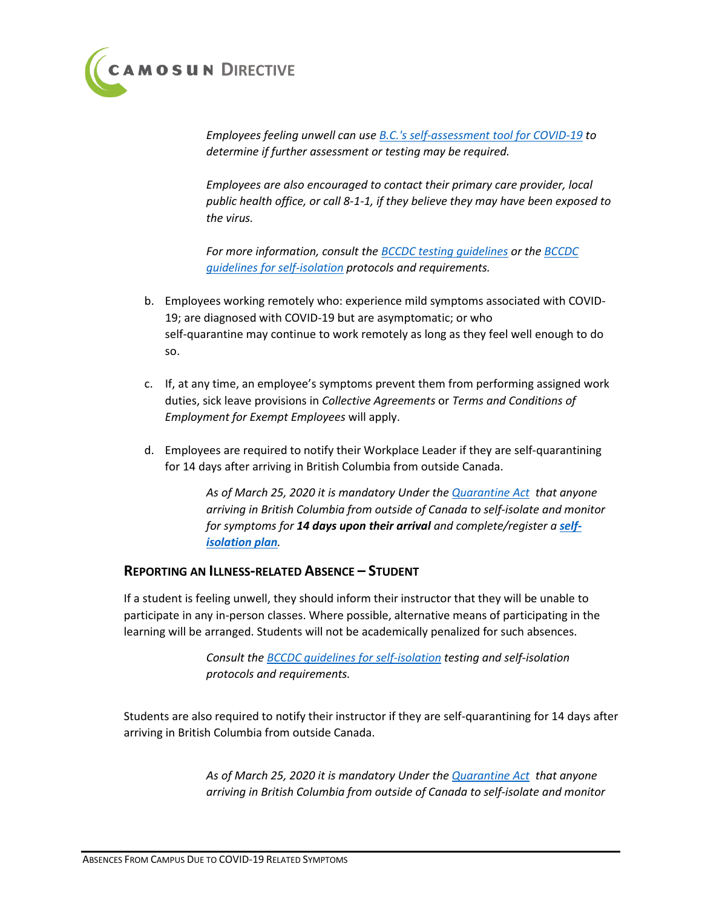*Employees feeling unwell can use [B.C.'s self-assessment tool for COVID-19](#) to determine if further assessment or testing may be required.*

*Employees are also encouraged to contact their primary care provider, local public health office, or call 8-1-1, if they believe they may have been exposed to the virus.*

*For more information, consult the [BCCDC testing guidelines](#) or the [BCCDC guidelines for self-isolation](#) protocols and requirements.*

b. Employees working remotely who: experience mild symptoms associated with COVID-19; are diagnosed with COVID-19 but are asymptomatic; or who self-quarantine may continue to work remotely as long as they feel well enough to do so.

c. If, at any time, an employee's symptoms prevent them from performing assigned work duties, sick leave provisions in *Collective Agreements* or *Terms and Conditions of Employment for Exempt Employees* will apply.

d. Employees are required to notify their Workplace Leader if they are self-quarantining for 14 days after arriving in British Columbia from outside Canada.

*As of March 25, 2020 it is mandatory Under the [Quarantine Act](#) that anyone arriving in British Columbia from outside of Canada to self-isolate and monitor for symptoms for **14 days upon their arrival** and complete/register a **[self-isolation plan](#)**.*

## Reporting an Illness-related Absence – Student

If a student is feeling unwell, they should inform their instructor that they will be unable to participate in any in-person classes. Where possible, alternative means of participating in the learning will be arranged. Students will not be academically penalized for such absences.

*Consult the [BCCDC guidelines for self-isolation](#) testing and self-isolation protocols and requirements.*

Students are also required to notify their instructor if they are self-quarantining for 14 days after arriving in British Columbia from outside Canada.

*As of March 25, 2020 it is mandatory Under the [Quarantine Act](#) that anyone arriving in British Columbia from outside of Canada to self-isolate and monitor*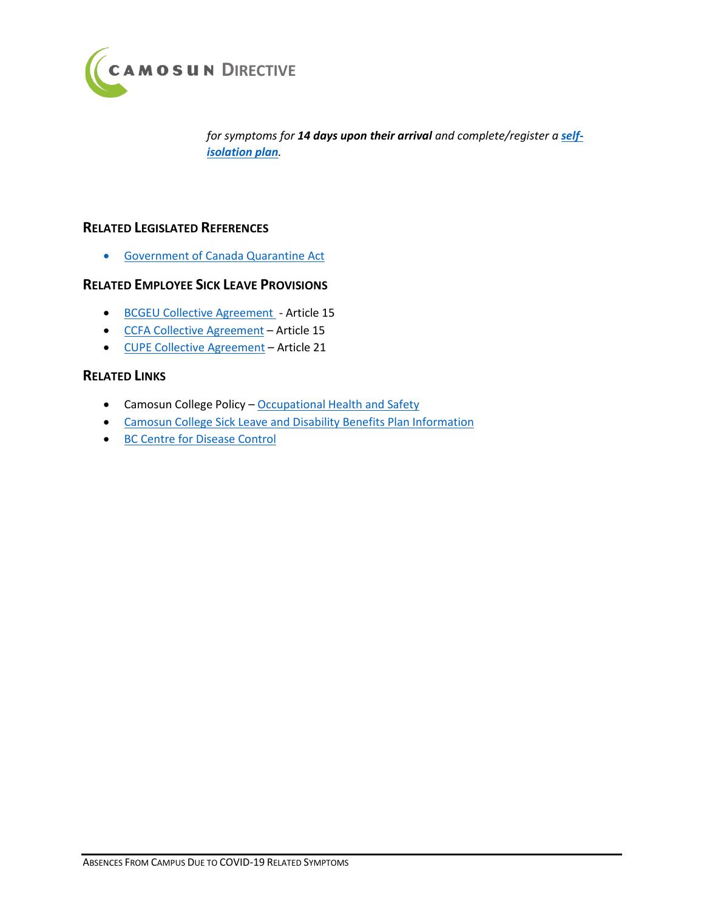*for symptoms for **14 days upon their arrival** and complete/register a **self-isolation plan**.*

## Related Legislated References

- Government of Canada Quarantine Act

## Related Employee Sick Leave Provisions

- BCGEU Collective Agreement - Article 15
- CCFA Collective Agreement – Article 15
- CUPE Collective Agreement – Article 21

## Related Links

- Camosun College Policy – Occupational Health and Safety
- Camosun College Sick Leave and Disability Benefits Plan Information
- BC Centre for Disease Control